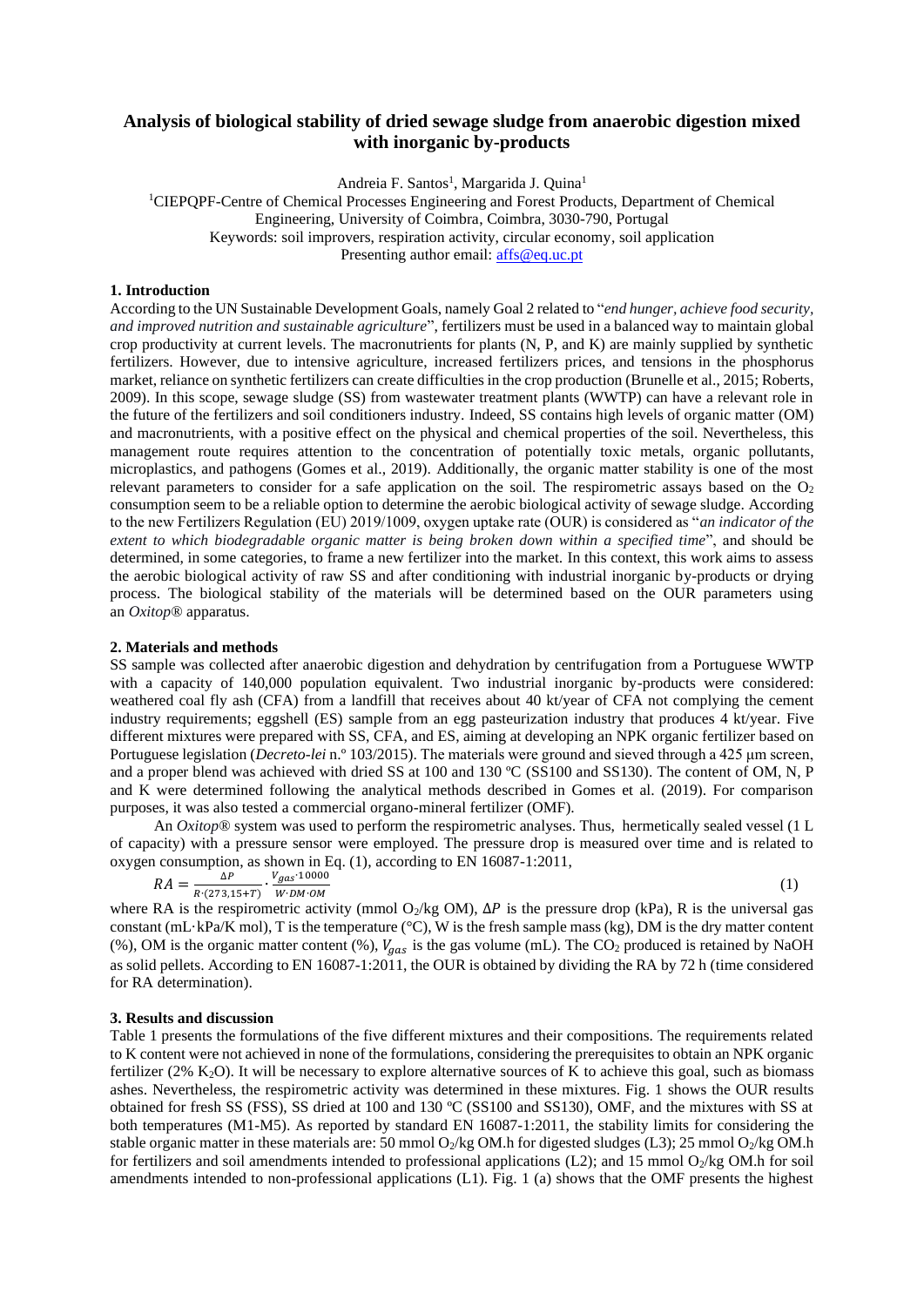# Analysis of biological stability of dried sewage sludge from anaerobic digestion mixed with inorganic by-products

Andreia F. Santos[1], Margarida J. Quina[1]

[1]CIEPQPF-Centre of Chemical Processes Engineering and Forest Products, Department of Chemical Engineering, University of Coimbra, Coimbra, 3030-790, Portugal

Keywords: soil improvers, respiration activity, circular economy, soil application

Presenting author email: affs@eq.uc.pt

## 1. Introduction

According to the UN Sustainable Development Goals, namely Goal 2 related to "*end hunger, achieve food security, and improved nutrition and sustainable agriculture*", fertilizers must be used in a balanced way to maintain global crop productivity at current levels. The macronutrients for plants (N, P, and K) are mainly supplied by synthetic fertilizers. However, due to intensive agriculture, increased fertilizers prices, and tensions in the phosphorus market, reliance on synthetic fertilizers can create difficulties in the crop production (Brunelle et al., 2015; Roberts, 2009). In this scope, sewage sludge (SS) from wastewater treatment plants (WWTP) can have a relevant role in the future of the fertilizers and soil conditioners industry. Indeed, SS contains high levels of organic matter (OM) and macronutrients, with a positive effect on the physical and chemical properties of the soil. Nevertheless, this management route requires attention to the concentration of potentially toxic metals, organic pollutants, microplastics, and pathogens (Gomes et al., 2019). Additionally, the organic matter stability is one of the most relevant parameters to consider for a safe application on the soil. The respirometric assays based on the $O_2$ consumption seem to be a reliable option to determine the aerobic biological activity of sewage sludge. According to the new Fertilizers Regulation (EU) 2019/1009, oxygen uptake rate (OUR) is considered as "*an indicator of the extent to which biodegradable organic matter is being broken down within a specified time*", and should be determined, in some categories, to frame a new fertilizer into the market. In this context, this work aims to assess the aerobic biological activity of raw SS and after conditioning with industrial inorganic by-products or drying process. The biological stability of the materials will be determined based on the OUR parameters using an *Oxitop®* apparatus.

## 2. Materials and methods

SS sample was collected after anaerobic digestion and dehydration by centrifugation from a Portuguese WWTP with a capacity of 140,000 population equivalent. Two industrial inorganic by-products were considered: weathered coal fly ash (CFA) from a landfill that receives about 40 kt/year of CFA not complying the cement industry requirements; eggshell (ES) sample from an egg pasteurization industry that produces 4 kt/year. Five different mixtures were prepared with SS, CFA, and ES, aiming at developing an NPK organic fertilizer based on Portuguese legislation (*Decreto-lei* n.º 103/2015). The materials were ground and sieved through a 425 µm screen, and a proper blend was achieved with dried SS at 100 and 130 ºC (SS100 and SS130). The content of OM, N, P and K were determined following the analytical methods described in Gomes et al. (2019). For comparison purposes, it was also tested a commercial organo-mineral fertilizer (OMF).

An *Oxitop®* system was used to perform the respirometric analyses. Thus, hermetically sealed vessel (1 L of capacity) with a pressure sensor were employed. The pressure drop is measured over time and is related to oxygen consumption, as shown in Eq. (1), according to EN 16087-1:2011,

$$RA = \frac{\Delta P}{R\cdot(273{,}15+T)}\cdot\frac{V_{gas}\cdot 10000}{W\cdot DM\cdot OM} \tag{1}$$

where RA is the respirometric activity (mmol $O_2$/kg OM), $\Delta P$ is the pressure drop (kPa), R is the universal gas constant (mL·kPa/K mol), T is the temperature (°C), W is the fresh sample mass (kg), DM is the dry matter content (%), OM is the organic matter content (%), $V_{gas}$ is the gas volume (mL). The $CO_2$ produced is retained by NaOH as solid pellets. According to EN 16087-1:2011, the OUR is obtained by dividing the RA by 72 h (time considered for RA determination).

## 3. Results and discussion

Table 1 presents the formulations of the five different mixtures and their compositions. The requirements related to K content were not achieved in none of the formulations, considering the prerequisites to obtain an NPK organic fertilizer (2% $K_2O$). It will be necessary to explore alternative sources of K to achieve this goal, such as biomass ashes. Nevertheless, the respirometric activity was determined in these mixtures. Fig. 1 shows the OUR results obtained for fresh SS (FSS), SS dried at 100 and 130 ºC (SS100 and SS130), OMF, and the mixtures with SS at both temperatures (M1-M5). As reported by standard EN 16087-1:2011, the stability limits for considering the stable organic matter in these materials are: 50 mmol $O_2$/kg OM.h for digested sludges (L3); 25 mmol $O_2$/kg OM.h for fertilizers and soil amendments intended to professional applications (L2); and 15 mmol $O_2$/kg OM.h for soil amendments intended to non-professional applications (L1). Fig. 1 (a) shows that the OMF presents the highest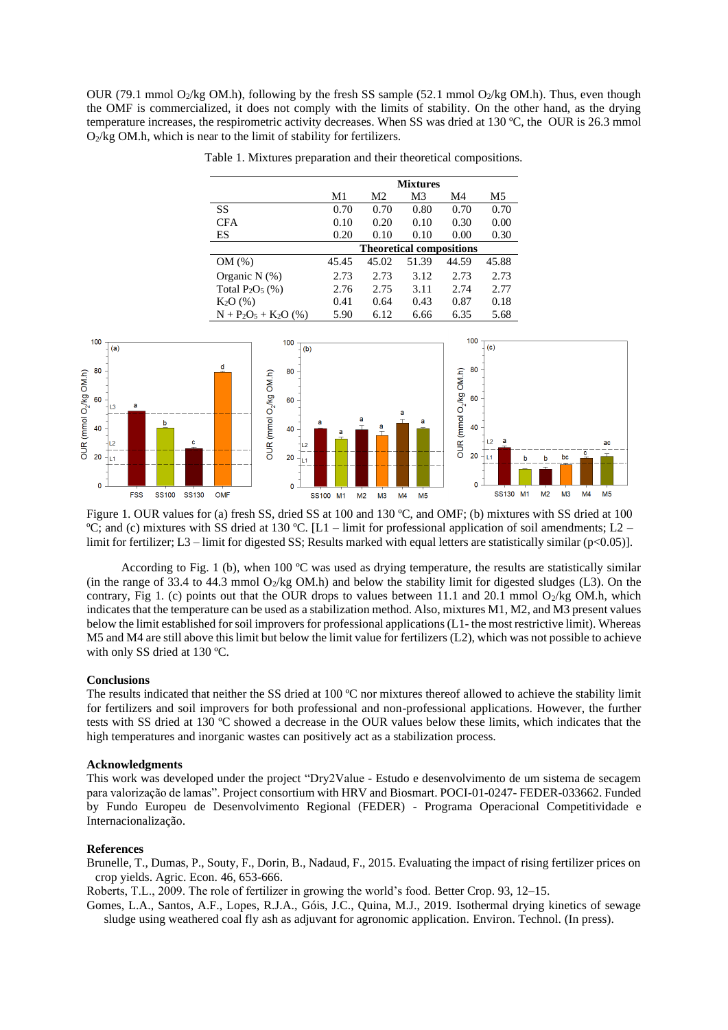OUR (79.1 mmol $O_2$/kg OM.h), following by the fresh SS sample (52.1 mmol $O_2$/kg OM.h). Thus, even though the OMF is commercialized, it does not comply with the limits of stability. On the other hand, as the drying temperature increases, the respirometric activity decreases. When SS was dried at 130 ºC, the OUR is 26.3 mmol $O_2$/kg OM.h, which is near to the limit of stability for fertilizers.

Table 1. Mixtures preparation and their theoretical compositions.

| | Mixtures | | | | |
|---|---|---|---|---|---|
| | M1 | M2 | M3 | M4 | M5 |
| SS | 0.70 | 0.70 | 0.80 | 0.70 | 0.70 |
| CFA | 0.10 | 0.20 | 0.10 | 0.30 | 0.00 |
| ES | 0.20 | 0.10 | 0.10 | 0.00 | 0.30 |
| **Theoretical compositions** | | | | | |
| OM (%) | 45.45 | 45.02 | 51.39 | 44.59 | 45.88 |
| Organic N (%) | 2.73 | 2.73 | 3.12 | 2.73 | 2.73 |
| Total $P_2O_5$ (%) | 2.76 | 2.75 | 3.11 | 2.74 | 2.77 |
| $K_2O$ (%) | 0.41 | 0.64 | 0.43 | 0.87 | 0.18 |
| $N + P_2O_5 + K_2O$ (%) | 5.90 | 6.12 | 6.66 | 6.35 | 5.68 |

(a)
OUR (mmol $O_2$/kg OM.h)
100
80
60
40
20
0
L3
L2
L1
a b c d
FSS SS100 SS130 OMF

(b)
OUR (mmol $O_2$/kg OM.h)
100
80
60
40
20
0
L2
L1
a a a a a a
SS100 M1 M2 M3 M4 M5

(c)
OUR (mmol $O_2$/kg OM.h)
100
80
60
40
20
0
L2
L1
a b b bc c ac
SS130 M1 M2 M3 M4 M5

Figure 1. OUR values for (a) fresh SS, dried SS at 100 and 130 ºC, and OMF; (b) mixtures with SS dried at 100 ºC; and (c) mixtures with SS dried at 130 ºC. [L1 – limit for professional application of soil amendments; L2 – limit for fertilizer; L3 – limit for digested SS; Results marked with equal letters are statistically similar ($p<0.05$)].

According to Fig. 1 (b), when 100 ºC was used as drying temperature, the results are statistically similar (in the range of 33.4 to 44.3 mmol $O_2$/kg OM.h) and below the stability limit for digested sludges (L3). On the contrary, Fig 1. (c) points out that the OUR drops to values between 11.1 and 20.1 mmol $O_2$/kg OM.h, which indicates that the temperature can be used as a stabilization method. Also, mixtures M1, M2, and M3 present values below the limit established for soil improvers for professional applications (L1- the most restrictive limit). Whereas M5 and M4 are still above this limit but below the limit value for fertilizers (L2), which was not possible to achieve with only SS dried at 130 ºC.

## Conclusions

The results indicated that neither the SS dried at 100 ºC nor mixtures thereof allowed to achieve the stability limit for fertilizers and soil improvers for both professional and non-professional applications. However, the further tests with SS dried at 130 ºC showed a decrease in the OUR values below these limits, which indicates that the high temperatures and inorganic wastes can positively act as a stabilization process.

## Acknowledgments

This work was developed under the project "Dry2Value - Estudo e desenvolvimento de um sistema de secagem para valorização de lamas". Project consortium with HRV and Biosmart. POCI-01-0247- FEDER-033662. Funded by Fundo Europeu de Desenvolvimento Regional (FEDER) - Programa Operacional Competitividade e Internacionalização.

## References

Brunelle, T., Dumas, P., Souty, F., Dorin, B., Nadaud, F., 2015. Evaluating the impact of rising fertilizer prices on crop yields. Agric. Econ. 46, 653-666.

Roberts, T.L., 2009. The role of fertilizer in growing the world's food. Better Crop. 93, 12–15.

Gomes, L.A., Santos, A.F., Lopes, R.J.A., Góis, J.C., Quina, M.J., 2019. Isothermal drying kinetics of sewage sludge using weathered coal fly ash as adjuvant for agronomic application. Environ. Technol. (In press).